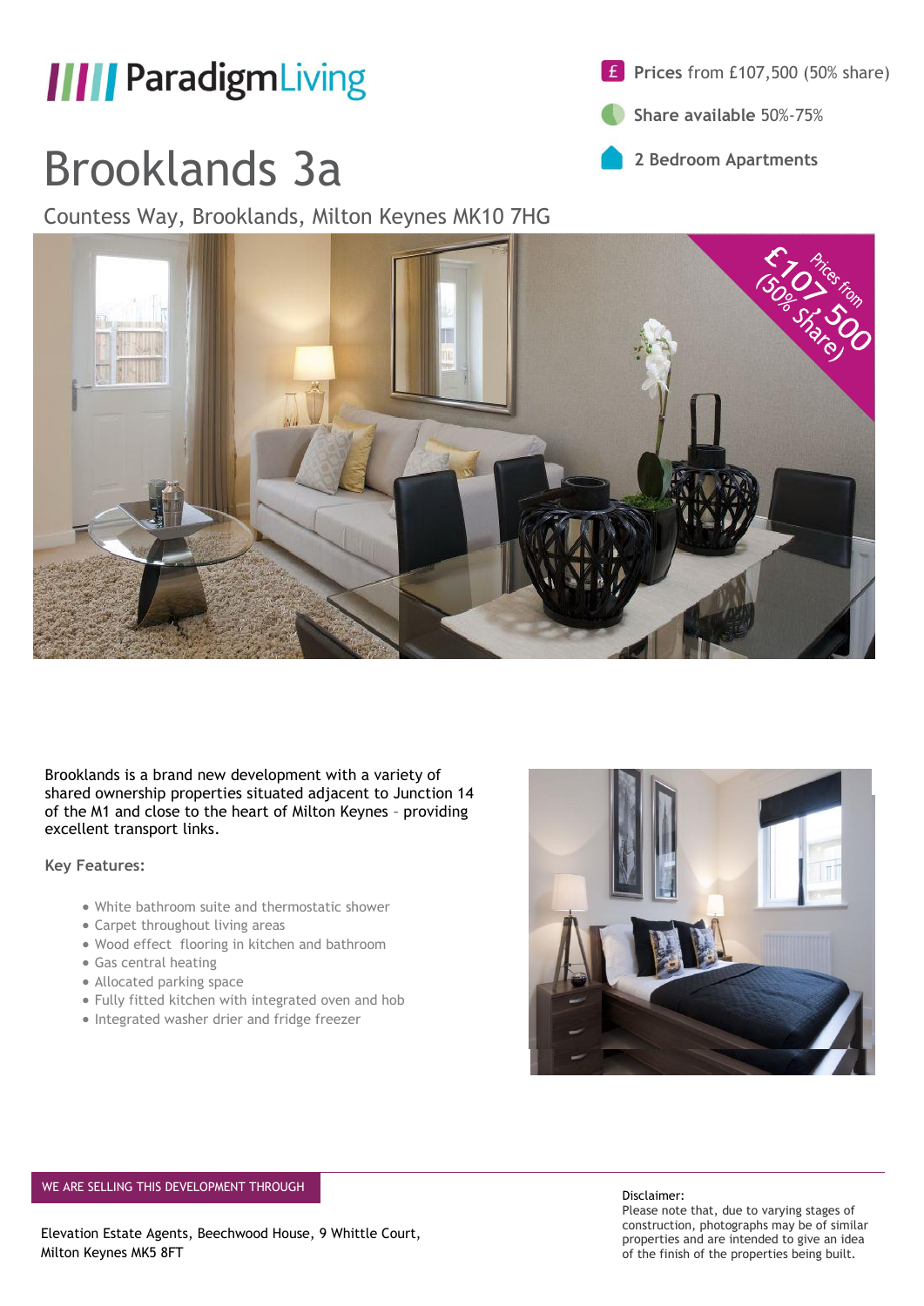ParadigmLiving

# Brooklands 3a

Countess Way, Brooklands, Milton Keynes MK10 7HG

**Prices** from £107,500 (50% share)

**Share available** 50%-75%

**2 Bedroom Apartments**

Prices from £107,500 (50% Share)

Brooklands is a brand new development with a variety of shared ownership properties situated adjacent to Junction 14 of the M1 and close to the heart of Milton Keynes – providing excellent transport links.

**Key Features:**

- White bathroom suite and thermostatic shower
- Carpet throughout living areas
- Wood effect flooring in kitchen and bathroom
- Gas central heating
- Allocated parking space
- Fully fitted kitchen with integrated oven and hob
- Integrated washer drier and fridge freezer

WE ARE SELLING THIS DEVELOPMENT THROUGH

Elevation Estate Agents, Beechwood House, 9 Whittle Court, Milton Keynes MK5 8FT

Disclaimer:
Please note that, due to varying stages of construction, photographs may be of similar properties and are intended to give an idea of the finish of the properties being built.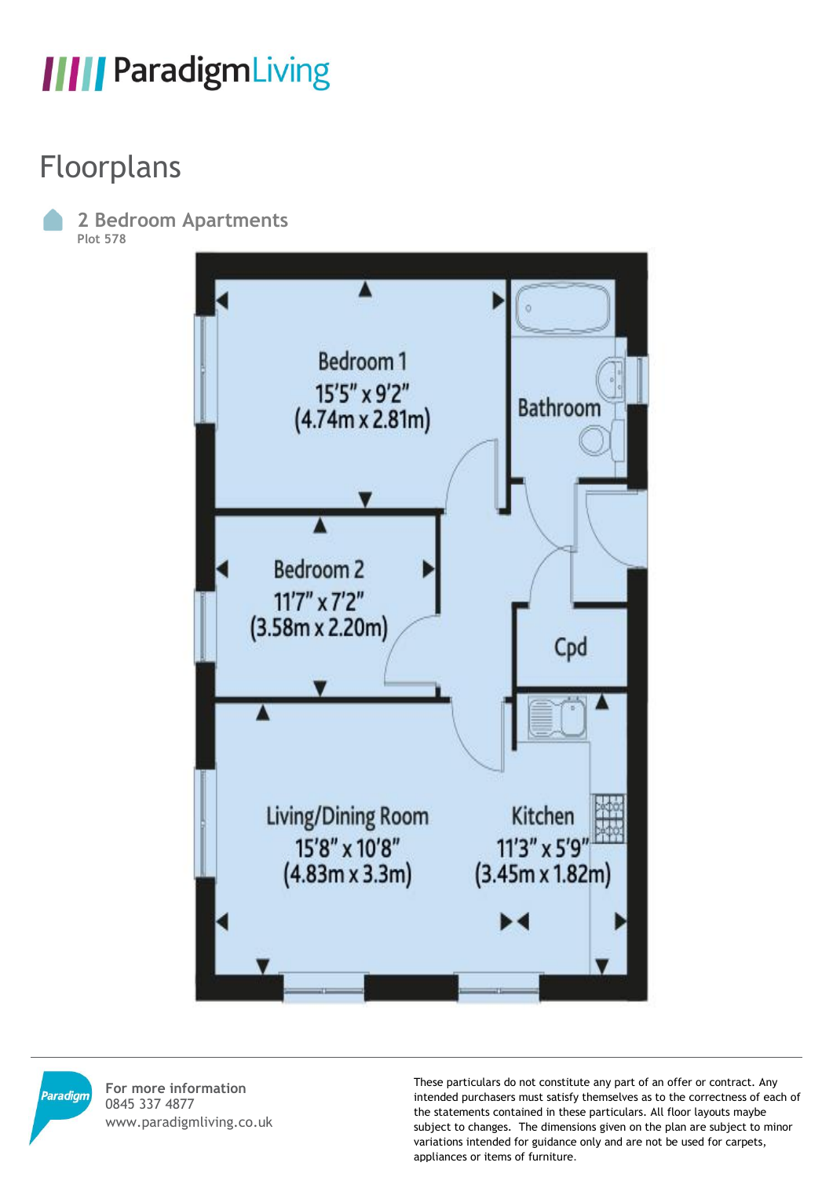# ParadigmLiving

## Floorplans

### 2 Bedroom Apartments
Plot 578

Bedroom 1
15'5" x 9'2"
(4.74m x 2.81m)

Bathroom

Bedroom 2
11'7" x 7'2"
(3.58m x 2.20m)

Cpd

Living/Dining Room
15'8" x 10'8"
(4.83m x 3.3m)

Kitchen
11'3" x 5'9"
(3.45m x 1.82m)

---

**For more information**
0845 337 4877
www.paradigmliving.co.uk

These particulars do not constitute any part of an offer or contract. Any intended purchasers must satisfy themselves as to the correctness of each of the statements contained in these particulars. All floor layouts maybe subject to changes. The dimensions given on the plan are subject to minor variations intended for guidance only and are not be used for carpets, appliances or items of furniture.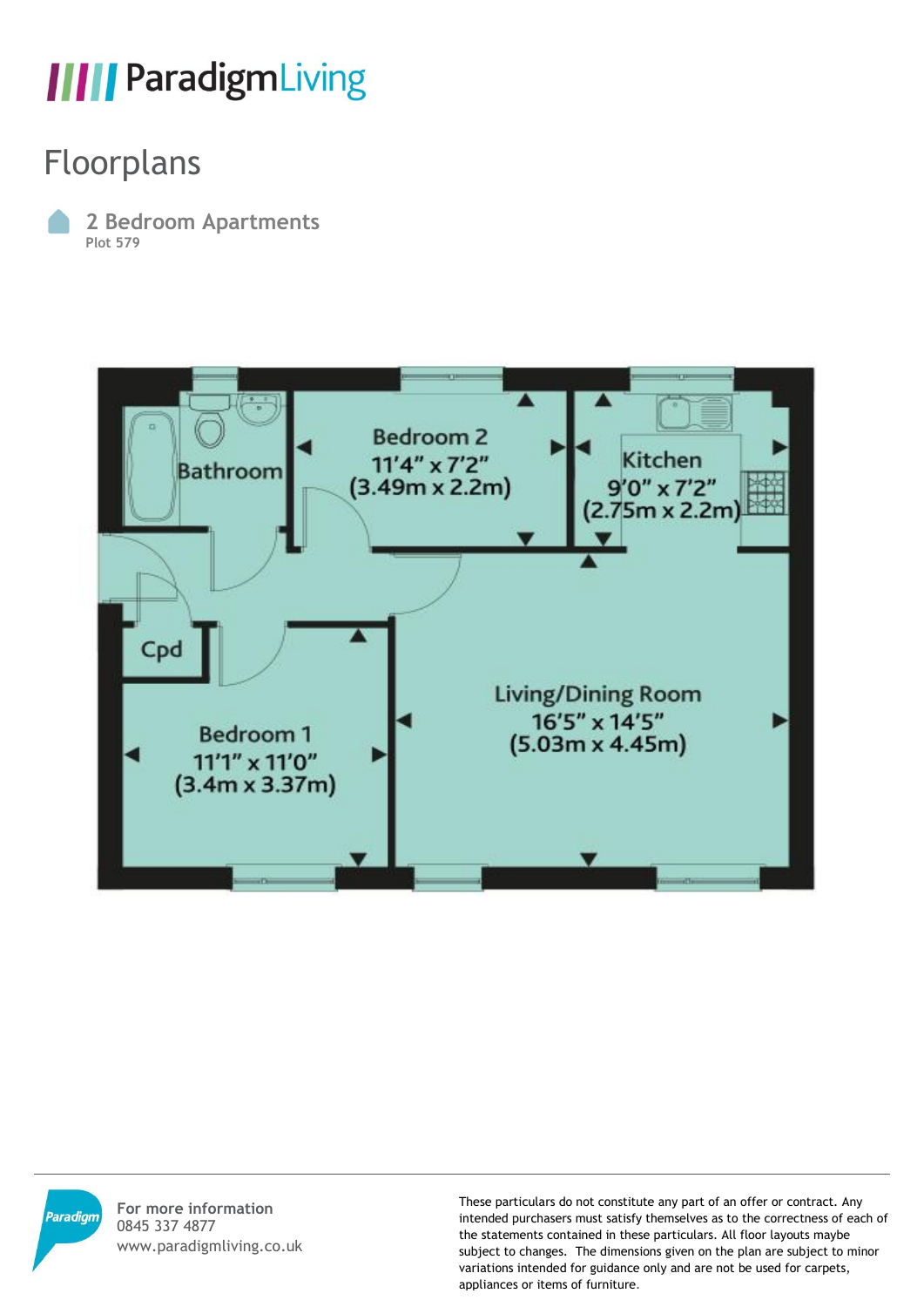# ParadigmLiving

## Floorplans

### 2 Bedroom Apartments

**Plot 579**

Bathroom

Bedroom 2
11'4" x 7'2"
(3.49m x 2.2m)

Kitchen
9'0" x 7'2"
(2.75m x 2.2m)

Cpd

Living/Dining Room
16'5" x 14'5"
(5.03m x 4.45m)

Bedroom 1
11'1" x 11'0"
(3.4m x 3.37m)

**For more information**
0845 337 4877
www.paradigmliving.co.uk

These particulars do not constitute any part of an offer or contract. Any intended purchasers must satisfy themselves as to the correctness of each of the statements contained in these particulars. All floor layouts maybe subject to changes. The dimensions given on the plan are subject to minor variations intended for guidance only and are not be used for carpets, appliances or items of furniture.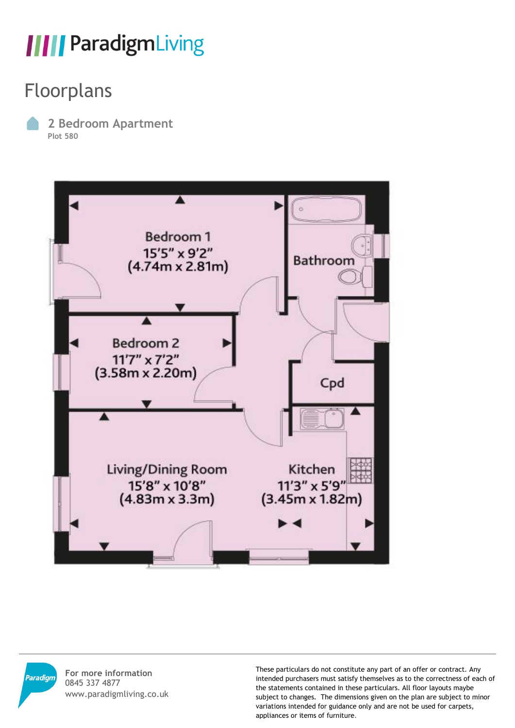# ParadigmLiving

## Floorplans

### 2 Bedroom Apartment

**Plot 580**

Bedroom 1
15'5" x 9'2"
(4.74m x 2.81m)

Bathroom

Bedroom 2
11'7" x 7'2"
(3.58m x 2.20m)

Cpd

Living/Dining Room
15'8" x 10'8"
(4.83m x 3.3m)

Kitchen
11'3" x 5'9"
(3.45m x 1.82m)

Paradigm

**For more information**
0845 337 4877
www.paradigmliving.co.uk

These particulars do not constitute any part of an offer or contract. Any intended purchasers must satisfy themselves as to the correctness of each of the statements contained in these particulars. All floor layouts maybe subject to changes. The dimensions given on the plan are subject to minor variations intended for guidance only and are not be used for carpets, appliances or items of furniture.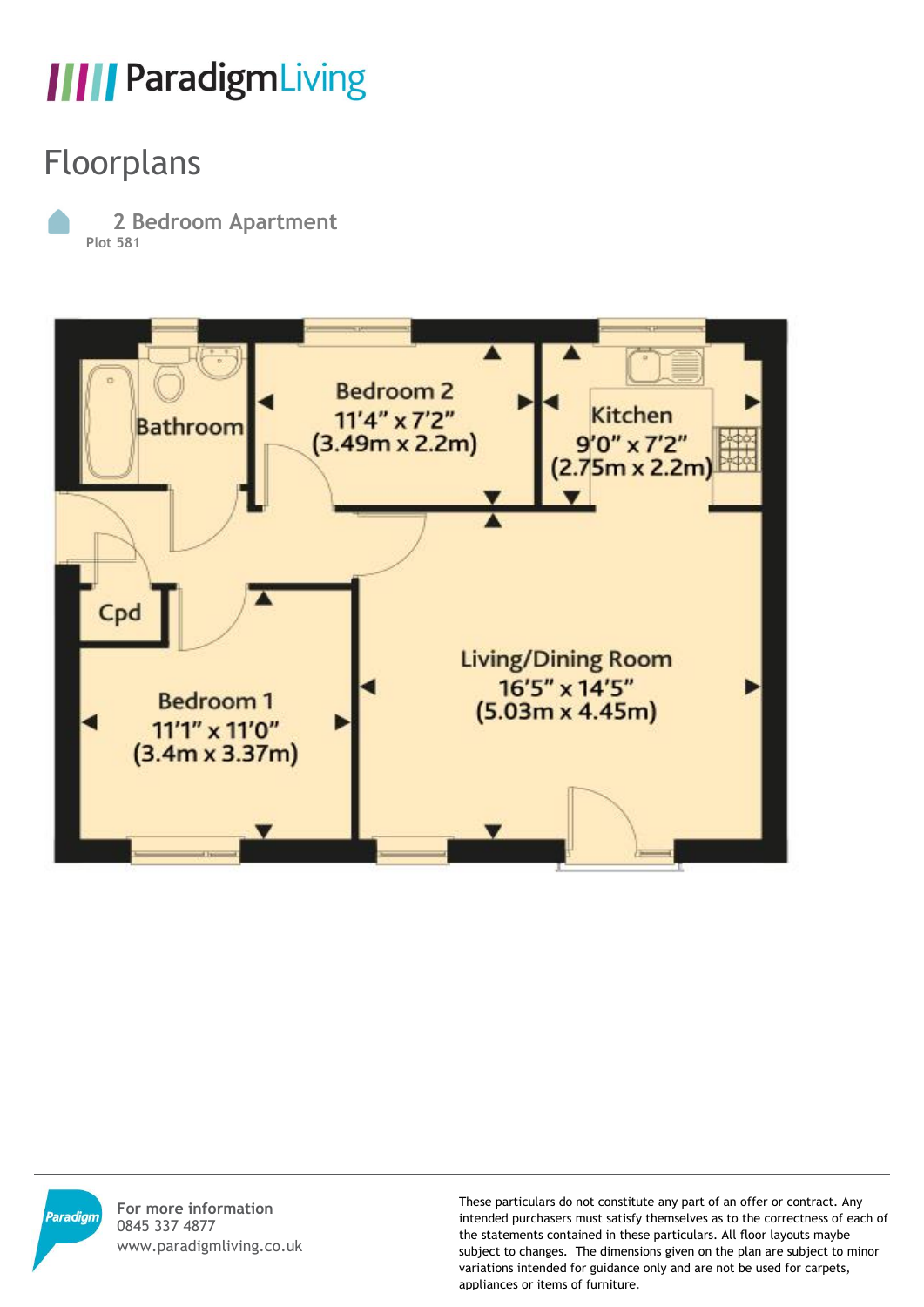# ParadigmLiving

## Floorplans

### 2 Bedroom Apartment

**Plot 581**

Bathroom

Bedroom 2
11'4" x 7'2"
(3.49m x 2.2m)

Kitchen
9'0" x 7'2"
(2.75m x 2.2m)

Cpd

Bedroom 1
11'1" x 11'0"
(3.4m x 3.37m)

Living/Dining Room
16'5" x 14'5"
(5.03m x 4.45m)

**For more information**
0845 337 4877
www.paradigmliving.co.uk

These particulars do not constitute any part of an offer or contract. Any intended purchasers must satisfy themselves as to the correctness of each of the statements contained in these particulars. All floor layouts maybe subject to changes. The dimensions given on the plan are subject to minor variations intended for guidance only and are not be used for carpets, appliances or items of furniture.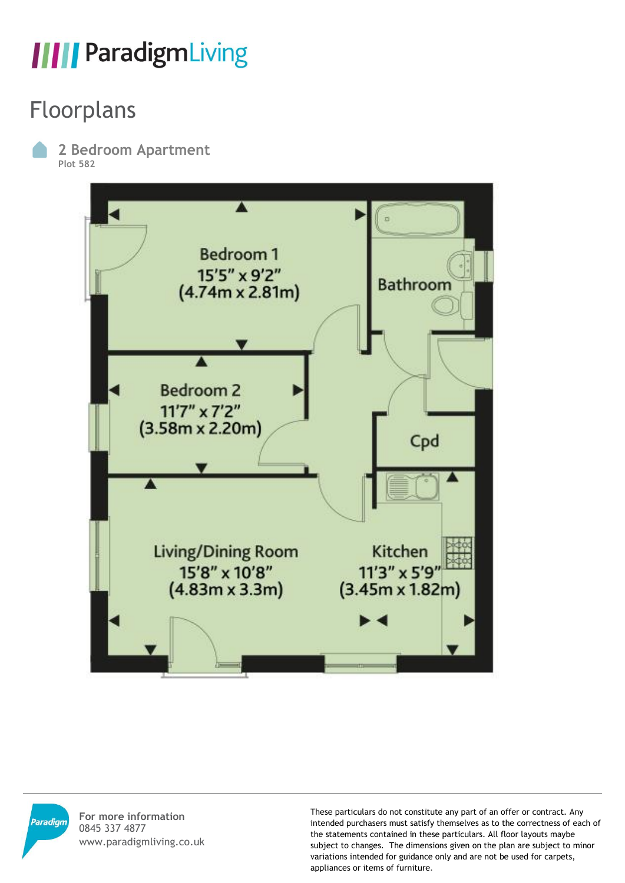# ParadigmLiving

## Floorplans

### 2 Bedroom Apartment
**Plot 582**

Bedroom 1
15'5" x 9'2"
(4.74m x 2.81m)

Bathroom

Bedroom 2
11'7" x 7'2"
(3.58m x 2.20m)

Cpd

Living/Dining Room
15'8" x 10'8"
(4.83m x 3.3m)

Kitchen
11'3" x 5'9"
(3.45m x 1.82m)

**For more information**
0845 337 4877
www.paradigmliving.co.uk

These particulars do not constitute any part of an offer or contract. Any intended purchasers must satisfy themselves as to the correctness of each of the statements contained in these particulars. All floor layouts maybe subject to changes. The dimensions given on the plan are subject to minor variations intended for guidance only and are not be used for carpets, appliances or items of furniture.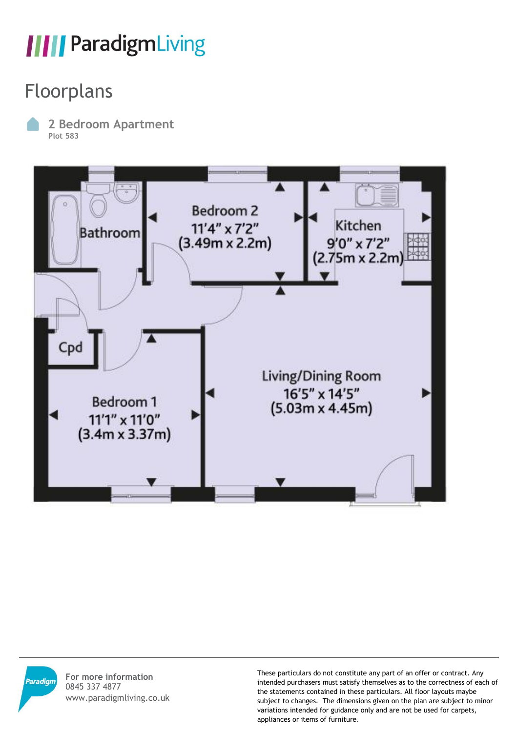# ParadigmLiving

## Floorplans

### 2 Bedroom Apartment

**Plot 583**

Bathroom

Bedroom 2
11'4" x 7'2"
(3.49m x 2.2m)

Kitchen
9'0" x 7'2"
(2.75m x 2.2m)

Cpd

Living/Dining Room
16'5" x 14'5"
(5.03m x 4.45m)

Bedroom 1
11'1" x 11'0"
(3.4m x 3.37m)

Paradigm

**For more information**
0845 337 4877
www.paradigmliving.co.uk

These particulars do not constitute any part of an offer or contract. Any intended purchasers must satisfy themselves as to the correctness of each of the statements contained in these particulars. All floor layouts maybe subject to changes. The dimensions given on the plan are subject to minor variations intended for guidance only and are not be used for carpets, appliances or items of furniture.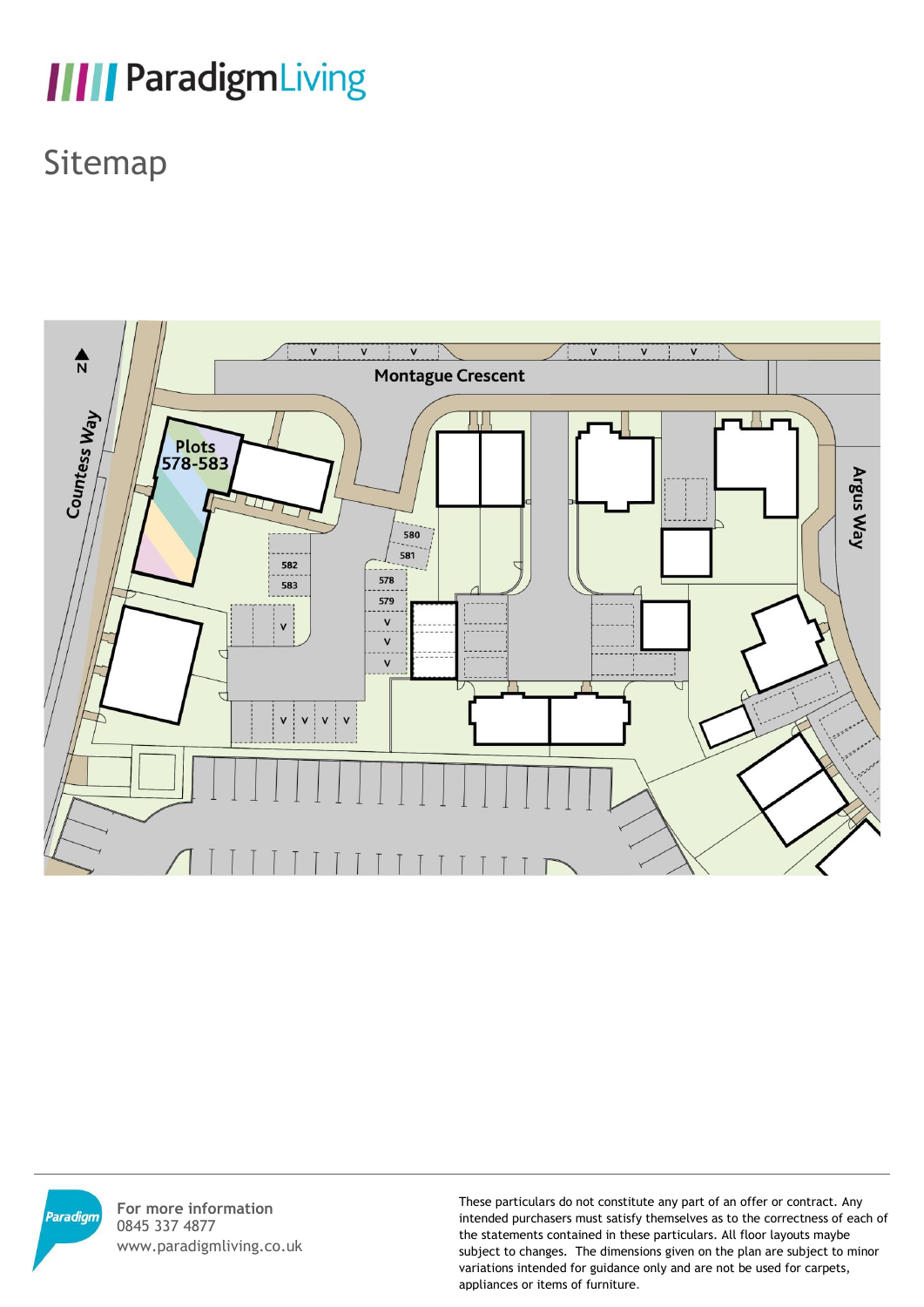# Paradigm Living

## Sitemap

N

Countess Way

Montague Crescent

Argus Way

Plots 578-583

580

581

582

583

578

579

V

For more information
0845 337 4877
www.paradigmliving.co.uk

These particulars do not constitute any part of an offer or contract. Any intended purchasers must satisfy themselves as to the correctness of each of the statements contained in these particulars. All floor layouts maybe subject to changes. The dimensions given on the plan are subject to minor variations intended for guidance only and are not be used for carpets, appliances or items of furniture.